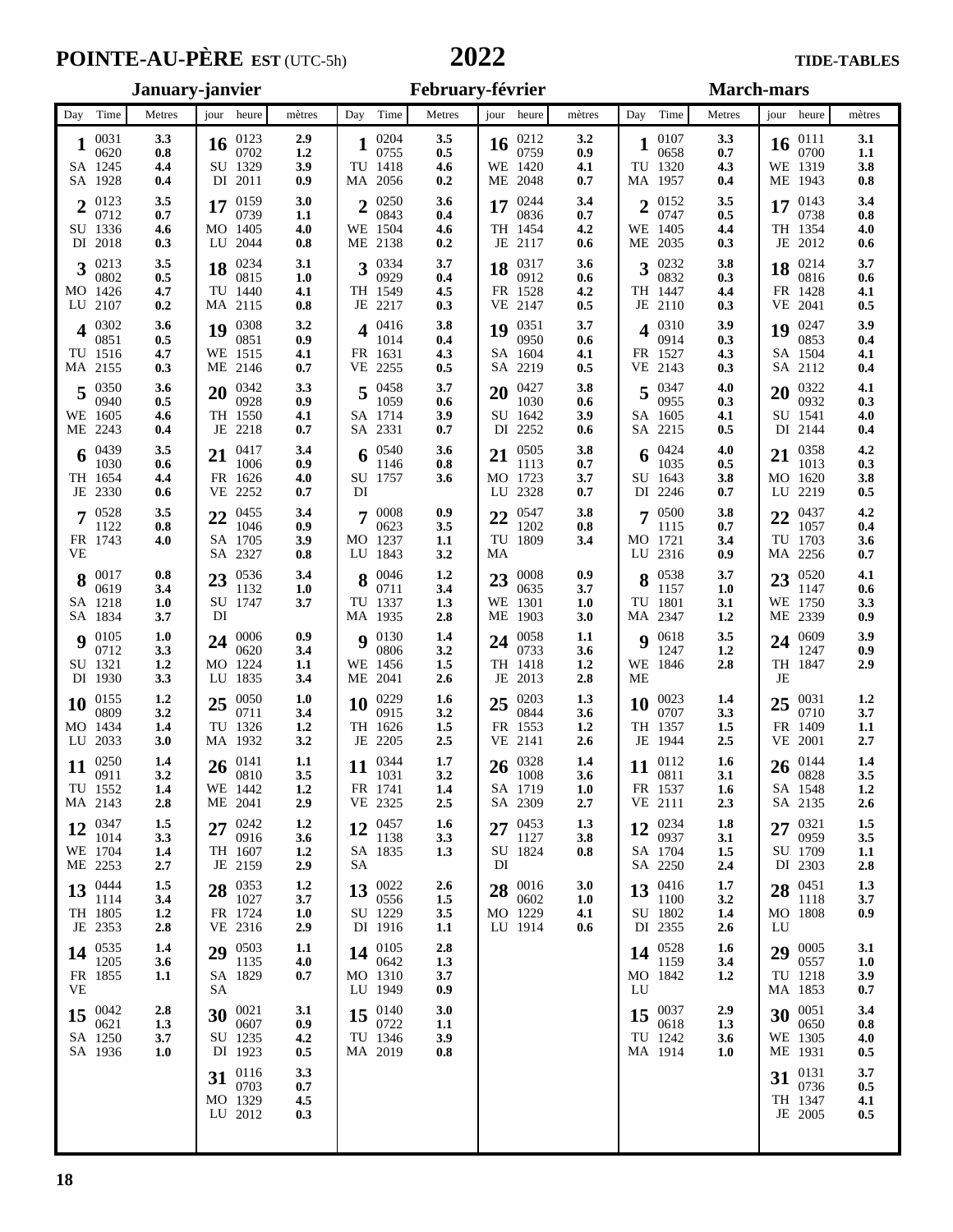# POINTE-AU-PÈRE EST (UTC-5h) — 2022 — TIDE-TABLES

## January-janvier

| Day / jour | Time / heure | Metres / mètres |
|---|---|---|
| 1 SA SA | 0031 | 3.3 |
| | 0620 | 0.8 |
| | 1245 | 4.4 |
| | 1928 | 0.4 |
| 2 SU DI | 0123 | 3.5 |
| | 0712 | 0.7 |
| | 1336 | 4.6 |
| | 2018 | 0.3 |
| 3 MO LU | 0213 | 3.5 |
| | 0802 | 0.5 |
| | 1426 | 4.7 |
| | 2107 | 0.2 |
| 4 TU MA | 0302 | 3.6 |
| | 0851 | 0.5 |
| | 1516 | 4.7 |
| | 2155 | 0.3 |
| 5 WE ME | 0350 | 3.6 |
| | 0940 | 0.5 |
| | 1605 | 4.6 |
| | 2243 | 0.4 |
| 6 TH JE | 0439 | 3.5 |
| | 1030 | 0.6 |
| | 1654 | 4.4 |
| | 2330 | 0.6 |
| 7 FR VE | 0528 | 3.5 |
| | 1122 | 0.8 |
| | 1743 | 4.0 |
| 8 SA SA | 0017 | 0.8 |
| | 0619 | 3.4 |
| | 1218 | 1.0 |
| | 1834 | 3.7 |
| 9 SU DI | 0105 | 1.0 |
| | 0712 | 3.3 |
| | 1321 | 1.2 |
| | 1930 | 3.3 |
| 10 MO LU | 0155 | 1.2 |
| | 0809 | 3.2 |
| | 1434 | 1.4 |
| | 2033 | 3.0 |
| 11 TU MA | 0250 | 1.4 |
| | 0911 | 3.2 |
| | 1552 | 1.4 |
| | 2143 | 2.8 |
| 12 WE ME | 0347 | 1.5 |
| | 1014 | 3.3 |
| | 1704 | 1.4 |
| | 2253 | 2.7 |
| 13 TH JE | 0444 | 1.5 |
| | 1114 | 3.4 |
| | 1805 | 1.2 |
| | 2353 | 2.8 |
| 14 FR VE | 0535 | 1.4 |
| | 1205 | 3.6 |
| | 1855 | 1.1 |
| 15 SA SA | 0042 | 2.8 |
| | 0621 | 1.3 |
| | 1250 | 3.7 |
| | 1936 | 1.0 |
| 16 SU DI | 0123 | 2.9 |
| | 0702 | 1.2 |
| | 1329 | 3.9 |
| | 2011 | 0.9 |
| 17 MO LU | 0159 | 3.0 |
| | 0739 | 1.1 |
| | 1405 | 4.0 |
| | 2044 | 0.8 |
| 18 TU MA | 0234 | 3.1 |
| | 0815 | 1.0 |
| | 1440 | 4.1 |
| | 2115 | 0.8 |
| 19 WE ME | 0308 | 3.2 |
| | 0851 | 0.9 |
| | 1515 | 4.1 |
| | 2146 | 0.7 |
| 20 TH JE | 0342 | 3.3 |
| | 0928 | 0.9 |
| | 1550 | 4.1 |
| | 2218 | 0.7 |
| 21 FR VE | 0417 | 3.4 |
| | 1006 | 0.9 |
| | 1626 | 4.0 |
| | 2252 | 0.7 |
| 22 SA SA | 0455 | 3.4 |
| | 1046 | 0.9 |
| | 1705 | 3.9 |
| | 2327 | 0.8 |
| 23 SU DI | 0536 | 3.4 |
| | 1132 | 1.0 |
| | 1747 | 3.7 |
| 24 MO LU | 0006 | 0.9 |
| | 0620 | 3.4 |
| | 1224 | 1.1 |
| | 1835 | 3.4 |
| 25 TU MA | 0050 | 1.0 |
| | 0711 | 3.4 |
| | 1326 | 1.2 |
| | 1932 | 3.2 |
| 26 WE ME | 0141 | 1.1 |
| | 0810 | 3.5 |
| | 1442 | 1.2 |
| | 2041 | 2.9 |
| 27 TH JE | 0242 | 1.2 |
| | 0916 | 3.6 |
| | 1607 | 1.2 |
| | 2159 | 2.9 |
| 28 FR VE | 0353 | 1.2 |
| | 1027 | 3.7 |
| | 1724 | 1.0 |
| | 2316 | 2.9 |
| 29 SA SA | 0503 | 1.1 |
| | 1135 | 4.0 |
| | 1829 | 0.7 |
| 30 SU DI | 0021 | 3.1 |
| | 0607 | 0.9 |
| | 1235 | 4.2 |
| | 1923 | 0.5 |
| 31 MO LU | 0116 | 3.3 |
| | 0703 | 0.7 |
| | 1329 | 4.5 |
| | 2012 | 0.3 |

## February-février

| Day / jour | Time / heure | Metres / mètres |
|---|---|---|
| 1 TU MA | 0204 | 3.5 |
| | 0755 | 0.5 |
| | 1418 | 4.6 |
| | 2056 | 0.2 |
| 2 WE ME | 0250 | 3.6 |
| | 0843 | 0.4 |
| | 1504 | 4.6 |
| | 2138 | 0.2 |
| 3 TH JE | 0334 | 3.7 |
| | 0929 | 0.4 |
| | 1549 | 4.5 |
| | 2217 | 0.3 |
| 4 FR VE | 0416 | 3.8 |
| | 1014 | 0.4 |
| | 1631 | 4.3 |
| | 2255 | 0.5 |
| 5 SA SA | 0458 | 3.7 |
| | 1059 | 0.6 |
| | 1714 | 3.9 |
| | 2331 | 0.7 |
| 6 SU DI | 0540 | 3.6 |
| | 1146 | 0.8 |
| | 1757 | 3.6 |
| 7 MO LU | 0008 | 0.9 |
| | 0623 | 3.5 |
| | 1237 | 1.1 |
| | 1843 | 3.2 |
| 8 TU MA | 0046 | 1.2 |
| | 0711 | 3.4 |
| | 1337 | 1.3 |
| | 1935 | 2.8 |
| 9 WE ME | 0130 | 1.4 |
| | 0806 | 3.2 |
| | 1456 | 1.5 |
| | 2041 | 2.6 |
| 10 TH JE | 0229 | 1.6 |
| | 0915 | 3.2 |
| | 1626 | 1.5 |
| | 2205 | 2.5 |
| 11 FR VE | 0344 | 1.7 |
| | 1031 | 3.2 |
| | 1741 | 1.4 |
| | 2325 | 2.5 |
| 12 SA SA | 0457 | 1.6 |
| | 1138 | 3.3 |
| | 1835 | 1.3 |
| 13 SU DI | 0022 | 2.6 |
| | 0556 | 1.5 |
| | 1229 | 3.5 |
| | 1916 | 1.1 |
| 14 MO LU | 0105 | 2.8 |
| | 0642 | 1.3 |
| | 1310 | 3.7 |
| | 1949 | 0.9 |
| 15 TU MA | 0140 | 3.0 |
| | 0722 | 1.1 |
| | 1346 | 3.9 |
| | 2019 | 0.8 |
| 16 WE ME | 0212 | 3.2 |
| | 0759 | 0.9 |
| | 1420 | 4.1 |
| | 2048 | 0.7 |
| 17 TH JE | 0244 | 3.4 |
| | 0836 | 0.7 |
| | 1454 | 4.2 |
| | 2117 | 0.6 |
| 18 FR VE | 0317 | 3.6 |
| | 0912 | 0.6 |
| | 1528 | 4.2 |
| | 2147 | 0.5 |
| 19 SA SA | 0351 | 3.7 |
| | 0950 | 0.6 |
| | 1604 | 4.1 |
| | 2219 | 0.5 |
| 20 SU DI | 0427 | 3.8 |
| | 1030 | 0.6 |
| | 1642 | 3.9 |
| | 2252 | 0.6 |
| 21 MO LU | 0505 | 3.8 |
| | 1113 | 0.7 |
| | 1723 | 3.7 |
| | 2328 | 0.7 |
| 22 TU MA | 0547 | 3.8 |
| | 1202 | 0.8 |
| | 1809 | 3.4 |
| 23 WE ME | 0008 | 0.9 |
| | 0635 | 3.7 |
| | 1301 | 1.0 |
| | 1903 | 3.0 |
| 24 TH JE | 0058 | 1.1 |
| | 0733 | 3.6 |
| | 1418 | 1.2 |
| | 2013 | 2.8 |
| 25 FR VE | 0203 | 1.3 |
| | 0844 | 3.6 |
| | 1553 | 1.2 |
| | 2141 | 2.6 |
| 26 SA SA | 0328 | 1.4 |
| | 1008 | 3.6 |
| | 1719 | 1.0 |
| | 2309 | 2.7 |
| 27 SU DI | 0453 | 1.3 |
| | 1127 | 3.8 |
| | 1824 | 0.8 |
| 28 MO LU | 0016 | 3.0 |
| | 0602 | 1.0 |
| | 1229 | 4.1 |
| | 1914 | 0.6 |

## March-mars

| Day / jour | Time / heure | Metres / mètres |
|---|---|---|
| 1 TU MA | 0107 | 3.3 |
| | 0658 | 0.7 |
| | 1320 | 4.3 |
| | 1957 | 0.4 |
| 2 WE ME | 0152 | 3.5 |
| | 0747 | 0.5 |
| | 1405 | 4.4 |
| | 2035 | 0.3 |
| 3 TH JE | 0232 | 3.8 |
| | 0832 | 0.3 |
| | 1447 | 4.4 |
| | 2110 | 0.3 |
| 4 FR VE | 0310 | 3.9 |
| | 0914 | 0.3 |
| | 1527 | 4.3 |
| | 2143 | 0.3 |
| 5 SA SA | 0347 | 4.0 |
| | 0955 | 0.3 |
| | 1605 | 4.1 |
| | 2215 | 0.5 |
| 6 SU DI | 0424 | 4.0 |
| | 1035 | 0.5 |
| | 1643 | 3.8 |
| | 2246 | 0.7 |
| 7 MO LU | 0500 | 3.8 |
| | 1115 | 0.7 |
| | 1721 | 3.4 |
| | 2316 | 0.9 |
| 8 TU MA | 0538 | 3.7 |
| | 1157 | 1.0 |
| | 1801 | 3.1 |
| | 2347 | 1.2 |
| 9 WE ME | 0618 | 3.5 |
| | 1247 | 1.2 |
| | 1846 | 2.8 |
| 10 TH JE | 0023 | 1.4 |
| | 0707 | 3.3 |
| | 1357 | 1.5 |
| | 1944 | 2.5 |
| 11 FR VE | 0112 | 1.6 |
| | 0811 | 3.1 |
| | 1537 | 1.6 |
| | 2111 | 2.3 |
| 12 SA SA | 0234 | 1.8 |
| | 0937 | 3.1 |
| | 1704 | 1.5 |
| | 2250 | 2.4 |
| 13 SU DI | 0416 | 1.7 |
| | 1100 | 3.2 |
| | 1802 | 1.4 |
| | 2355 | 2.6 |
| 14 MO LU | 0528 | 1.6 |
| | 1159 | 3.4 |
| | 1842 | 1.2 |
| 15 TU MA | 0037 | 2.9 |
| | 0618 | 1.3 |
| | 1242 | 3.6 |
| | 1914 | 1.0 |
| 16 WE ME | 0111 | 3.1 |
| | 0700 | 1.1 |
| | 1319 | 3.8 |
| | 1943 | 0.8 |
| 17 TH JE | 0143 | 3.4 |
| | 0738 | 0.8 |
| | 1354 | 4.0 |
| | 2012 | 0.6 |
| 18 FR VE | 0214 | 3.7 |
| | 0816 | 0.6 |
| | 1428 | 4.1 |
| | 2041 | 0.5 |
| 19 SA SA | 0247 | 3.9 |
| | 0853 | 0.4 |
| | 1504 | 4.1 |
| | 2112 | 0.4 |
| 20 SU DI | 0322 | 4.1 |
| | 0932 | 0.3 |
| | 1541 | 4.0 |
| | 2144 | 0.4 |
| 21 MO LU | 0358 | 4.2 |
| | 1013 | 0.3 |
| | 1620 | 3.8 |
| | 2219 | 0.5 |
| 22 TU MA | 0437 | 4.2 |
| | 1057 | 0.4 |
| | 1703 | 3.6 |
| | 2256 | 0.7 |
| 23 WE ME | 0520 | 4.1 |
| | 1147 | 0.6 |
| | 1750 | 3.3 |
| | 2339 | 0.9 |
| 24 TH JE | 0609 | 3.9 |
| | 1247 | 0.9 |
| | 1847 | 2.9 |
| 25 FR VE | 0031 | 1.2 |
| | 0710 | 3.7 |
| | 1409 | 1.1 |
| | 2001 | 2.7 |
| 26 SA SA | 0144 | 1.4 |
| | 0828 | 3.5 |
| | 1548 | 1.2 |
| | 2135 | 2.6 |
| 27 SU DI | 0321 | 1.5 |
| | 0959 | 3.5 |
| | 1709 | 1.1 |
| | 2303 | 2.8 |
| 28 MO LU | 0451 | 1.3 |
| | 1118 | 3.7 |
| | 1808 | 0.9 |
| 29 TU MA | 0005 | 3.1 |
| | 0557 | 1.0 |
| | 1218 | 3.9 |
| | 1853 | 0.7 |
| 30 WE ME | 0051 | 3.4 |
| | 0650 | 0.8 |
| | 1305 | 4.0 |
| | 1931 | 0.5 |
| 31 TH JE | 0131 | 3.7 |
| | 0736 | 0.5 |
| | 1347 | 4.1 |
| | 2005 | 0.5 |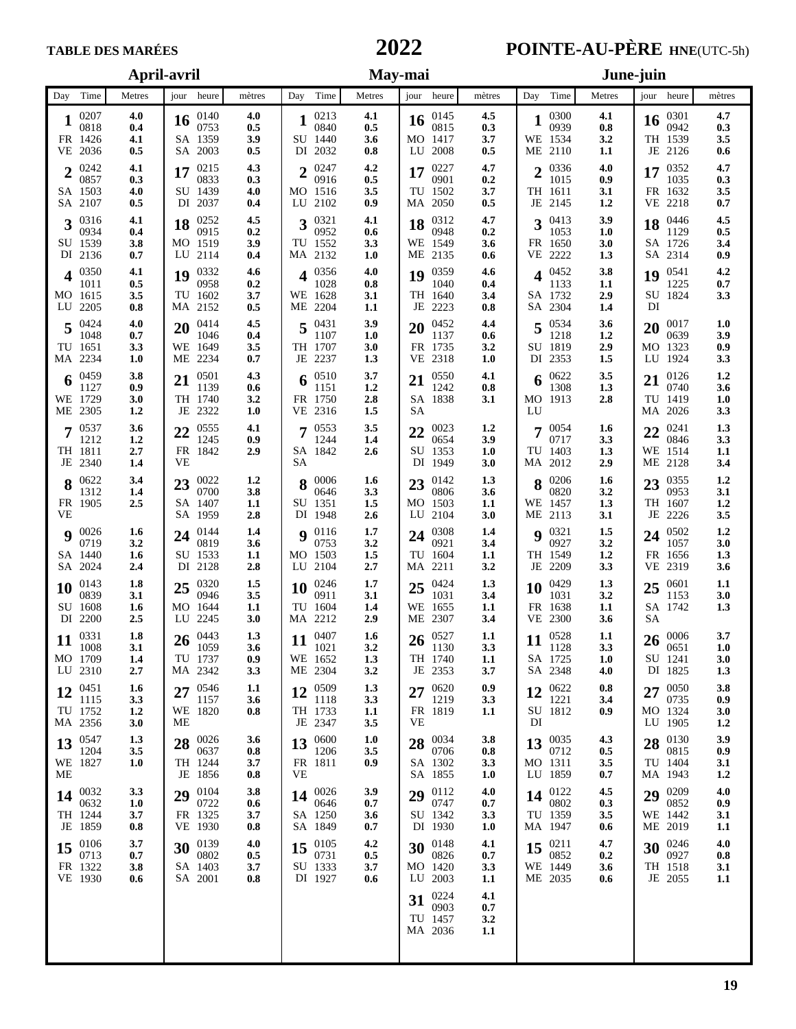# TABLE DES MARÉES 2022 — POINTE-AU-PÈRE HNE(UTC-5h)

## April-avril

| Day | Time | Metres | jour | heure | mètres |
|---|---|---|---|---|---|
| **1** | 0207 | 4.0 | **16** | 0140 | 4.0 |
| | 0818 | 0.4 | | 0753 | 0.5 |
| FR | 1426 | 4.1 | SA | 1359 | 3.9 |
| VE | 2036 | 0.5 | SA | 2003 | 0.5 |
| **2** | 0242 | 4.1 | **17** | 0215 | 4.3 |
| | 0857 | 0.3 | | 0833 | 0.3 |
| SA | 1503 | 4.0 | SU | 1439 | 4.0 |
| SA | 2107 | 0.5 | DI | 2037 | 0.4 |
| **3** | 0316 | 4.1 | **18** | 0252 | 4.5 |
| | 0934 | 0.4 | | 0915 | 0.2 |
| SU | 1539 | 3.8 | MO | 1519 | 3.9 |
| DI | 2136 | 0.7 | LU | 2114 | 0.4 |
| **4** | 0350 | 4.1 | **19** | 0332 | 4.6 |
| | 1011 | 0.5 | | 0958 | 0.2 |
| MO | 1615 | 3.5 | TU | 1602 | 3.7 |
| LU | 2205 | 0.8 | MA | 2152 | 0.5 |
| **5** | 0424 | 4.0 | **20** | 0414 | 4.5 |
| | 1048 | 0.7 | | 1046 | 0.4 |
| TU | 1651 | 3.3 | WE | 1649 | 3.5 |
| MA | 2234 | 1.0 | ME | 2234 | 0.7 |
| **6** | 0459 | 3.8 | **21** | 0501 | 4.3 |
| | 1127 | 0.9 | | 1139 | 0.6 |
| WE | 1729 | 3.0 | TH | 1740 | 3.2 |
| ME | 2305 | 1.2 | JE | 2322 | 1.0 |
| **7** | 0537 | 3.6 | **22** | 0555 | 4.1 |
| | 1212 | 1.2 | | 1245 | 0.9 |
| TH | 1811 | 2.7 | FR | 1842 | 2.9 |
| JE | 2340 | 1.4 | VE | | |
| **8** | 0622 | 3.4 | **23** | 0022 | 1.2 |
| | 1312 | 1.4 | | 0700 | 3.8 |
| FR | 1905 | 2.5 | SA | 1407 | 1.1 |
| VE | | | SA | 1959 | 2.8 |
| **9** | 0026 | 1.6 | **24** | 0144 | 1.4 |
| | 0719 | 3.2 | | 0819 | 3.6 |
| SA | 1440 | 1.6 | SU | 1533 | 1.1 |
| SA | 2024 | 2.4 | DI | 2128 | 2.8 |
| **10** | 0143 | 1.8 | **25** | 0320 | 1.5 |
| | 0839 | 3.1 | | 0946 | 3.5 |
| SU | 1608 | 1.6 | MO | 1644 | 1.1 |
| DI | 2200 | 2.5 | LU | 2245 | 3.0 |
| **11** | 0331 | 1.8 | **26** | 0443 | 1.3 |
| | 1008 | 3.1 | | 1059 | 3.6 |
| MO | 1709 | 1.4 | TU | 1737 | 0.9 |
| LU | 2310 | 2.7 | MA | 2342 | 3.3 |
| **12** | 0451 | 1.6 | **27** | 0546 | 1.1 |
| | 1115 | 3.3 | | 1157 | 3.6 |
| TU | 1752 | 1.2 | WE | 1820 | 0.8 |
| MA | 2356 | 3.0 | ME | | |
| **13** | 0547 | 1.3 | **28** | 0026 | 3.6 |
| | 1204 | 3.5 | | 0637 | 0.8 |
| WE | 1827 | 1.0 | TH | 1244 | 3.7 |
| ME | | | JE | 1856 | 0.8 |
| **14** | 0032 | 3.3 | **29** | 0104 | 3.8 |
| | 0632 | 1.0 | | 0722 | 0.6 |
| TH | 1244 | 3.7 | FR | 1325 | 3.7 |
| JE | 1859 | 0.8 | VE | 1930 | 0.8 |
| **15** | 0106 | 3.7 | **30** | 0139 | 4.0 |
| | 0713 | 0.7 | | 0802 | 0.5 |
| FR | 1322 | 3.8 | SA | 1403 | 3.7 |
| VE | 1930 | 0.6 | SA | 2001 | 0.8 |

## May-mai

| Day | Time | Metres | jour | heure | mètres |
|---|---|---|---|---|---|
| **1** | 0213 | 4.1 | **16** | 0145 | 4.5 |
| | 0840 | 0.5 | | 0815 | 0.3 |
| SU | 1440 | 3.6 | MO | 1417 | 3.7 |
| DI | 2032 | 0.8 | LU | 2008 | 0.5 |
| **2** | 0247 | 4.2 | **17** | 0227 | 4.7 |
| | 0916 | 0.5 | | 0901 | 0.2 |
| MO | 1516 | 3.5 | TU | 1502 | 3.7 |
| LU | 2102 | 0.9 | MA | 2050 | 0.5 |
| **3** | 0321 | 4.1 | **18** | 0312 | 4.7 |
| | 0952 | 0.6 | | 0948 | 0.2 |
| TU | 1552 | 3.3 | WE | 1549 | 3.6 |
| MA | 2132 | 1.0 | ME | 2135 | 0.6 |
| **4** | 0356 | 4.0 | **19** | 0359 | 4.6 |
| | 1028 | 0.8 | | 1040 | 0.4 |
| WE | 1628 | 3.1 | TH | 1640 | 3.4 |
| ME | 2204 | 1.1 | JE | 2223 | 0.8 |
| **5** | 0431 | 3.9 | **20** | 0452 | 4.4 |
| | 1107 | 1.0 | | 1137 | 0.6 |
| TH | 1707 | 3.0 | FR | 1735 | 3.2 |
| JE | 2237 | 1.3 | VE | 2318 | 1.0 |
| **6** | 0510 | 3.7 | **21** | 0550 | 4.1 |
| | 1151 | 1.2 | | 1242 | 0.8 |
| FR | 1750 | 2.8 | SA | 1838 | 3.1 |
| VE | 2316 | 1.5 | SA | | |
| **7** | 0553 | 3.5 | **22** | 0023 | 1.2 |
| | 1244 | 1.4 | | 0654 | 3.9 |
| SA | 1842 | 2.6 | SU | 1353 | 1.0 |
| SA | | | DI | 1949 | 3.0 |
| **8** | 0006 | 1.6 | **23** | 0142 | 1.3 |
| | 0646 | 3.3 | | 0806 | 3.6 |
| SU | 1351 | 1.5 | MO | 1503 | 1.1 |
| DI | 1948 | 2.6 | LU | 2104 | 3.0 |
| **9** | 0116 | 1.7 | **24** | 0308 | 1.4 |
| | 0753 | 3.2 | | 0921 | 3.4 |
| MO | 1503 | 1.5 | TU | 1604 | 1.1 |
| LU | 2104 | 2.7 | MA | 2211 | 3.2 |
| **10** | 0246 | 1.7 | **25** | 0424 | 1.3 |
| | 0911 | 3.1 | | 1031 | 3.4 |
| TU | 1604 | 1.4 | WE | 1655 | 1.1 |
| MA | 2212 | 2.9 | ME | 2307 | 3.4 |
| **11** | 0407 | 1.6 | **26** | 0527 | 1.1 |
| | 1021 | 3.2 | | 1130 | 3.3 |
| WE | 1652 | 1.3 | TH | 1740 | 1.1 |
| ME | 2304 | 3.2 | JE | 2353 | 3.7 |
| **12** | 0509 | 1.3 | **27** | 0620 | 0.9 |
| | 1118 | 3.3 | | 1219 | 3.3 |
| TH | 1733 | 1.1 | FR | 1819 | 1.1 |
| JE | 2347 | 3.5 | VE | | |
| **13** | 0600 | 1.0 | **28** | 0034 | 3.8 |
| | 1206 | 3.5 | | 0706 | 0.8 |
| FR | 1811 | 0.9 | SA | 1302 | 3.3 |
| VE | | | SA | 1855 | 1.0 |
| **14** | 0026 | 3.9 | **29** | 0112 | 4.0 |
| | 0646 | 0.7 | | 0747 | 0.7 |
| SA | 1250 | 3.6 | SU | 1342 | 3.3 |
| SA | 1849 | 0.7 | DI | 1930 | 1.0 |
| **15** | 0105 | 4.2 | **30** | 0148 | 4.1 |
| | 0731 | 0.5 | | 0826 | 0.7 |
| SU | 1333 | 3.7 | MO | 1420 | 3.3 |
| DI | 1927 | 0.6 | LU | 2003 | 1.1 |
| | | | **31** | 0224 | 4.1 |
| | | | | 0903 | 0.7 |
| | | | TU | 1457 | 3.2 |
| | | | MA | 2036 | 1.1 |

## June-juin

| Day | Time | Metres | jour | heure | mètres |
|---|---|---|---|---|---|
| **1** | 0300 | 4.1 | **16** | 0301 | 4.7 |
| | 0939 | 0.8 | | 0942 | 0.3 |
| WE | 1534 | 3.2 | TH | 1539 | 3.5 |
| ME | 2110 | 1.1 | JE | 2126 | 0.6 |
| **2** | 0336 | 4.0 | **17** | 0352 | 4.7 |
| | 1015 | 0.9 | | 1035 | 0.3 |
| TH | 1611 | 3.1 | FR | 1632 | 3.5 |
| JE | 2145 | 1.2 | VE | 2218 | 0.7 |
| **3** | 0413 | 3.9 | **18** | 0446 | 4.5 |
| | 1053 | 1.0 | | 1129 | 0.5 |
| FR | 1650 | 3.0 | SA | 1726 | 3.4 |
| VE | 2222 | 1.3 | SA | 2314 | 0.9 |
| **4** | 0452 | 3.8 | **19** | 0541 | 4.2 |
| | 1133 | 1.1 | | 1225 | 0.7 |
| SA | 1732 | 2.9 | SU | 1824 | 3.3 |
| SA | 2304 | 1.4 | DI | | |
| **5** | 0534 | 3.6 | **20** | 0017 | 1.0 |
| | 1218 | 1.2 | | 0639 | 3.9 |
| SU | 1819 | 2.9 | MO | 1323 | 0.9 |
| DI | 2353 | 1.5 | LU | 1924 | 3.3 |
| **6** | 0622 | 3.5 | **21** | 0126 | 1.2 |
| | 1308 | 1.3 | | 0740 | 3.6 |
| MO | 1913 | 2.8 | TU | 1419 | 1.0 |
| LU | | | MA | 2026 | 3.3 |
| **7** | 0054 | 1.6 | **22** | 0241 | 1.3 |
| | 0717 | 3.3 | | 0846 | 3.3 |
| TU | 1403 | 1.3 | WE | 1514 | 1.1 |
| MA | 2012 | 2.9 | ME | 2128 | 3.4 |
| **8** | 0206 | 1.6 | **23** | 0355 | 1.2 |
| | 0820 | 3.2 | | 0953 | 3.1 |
| WE | 1457 | 1.3 | TH | 1607 | 1.2 |
| ME | 2113 | 3.1 | JE | 2226 | 3.5 |
| **9** | 0321 | 1.5 | **24** | 0502 | 1.2 |
| | 0927 | 3.2 | | 1057 | 3.0 |
| TH | 1549 | 1.2 | FR | 1656 | 1.3 |
| JE | 2209 | 3.3 | VE | 2319 | 3.6 |
| **10** | 0429 | 1.3 | **25** | 0601 | 1.1 |
| | 1031 | 3.2 | | 1153 | 3.0 |
| FR | 1638 | 1.1 | SA | 1742 | 1.3 |
| VE | 2300 | 3.6 | SA | | |
| **11** | 0528 | 1.1 | **26** | 0006 | 3.7 |
| | 1128 | 3.3 | | 0651 | 1.0 |
| SA | 1725 | 1.0 | SU | 1241 | 3.0 |
| SA | 2348 | 4.0 | DI | 1825 | 1.3 |
| **12** | 0622 | 0.8 | **27** | 0050 | 3.8 |
| | 1221 | 3.4 | | 0735 | 0.9 |
| SU | 1812 | 0.9 | MO | 1324 | 3.0 |
| DI | | | LU | 1905 | 1.2 |
| **13** | 0035 | 4.3 | **28** | 0130 | 3.9 |
| | 0712 | 0.5 | | 0815 | 0.9 |
| MO | 1311 | 3.5 | TU | 1404 | 3.1 |
| LU | 1859 | 0.7 | MA | 1943 | 1.2 |
| **14** | 0122 | 4.5 | **29** | 0209 | 4.0 |
| | 0802 | 0.3 | | 0852 | 0.9 |
| TU | 1359 | 3.5 | WE | 1442 | 3.1 |
| MA | 1947 | 0.6 | ME | 2019 | 1.1 |
| **15** | 0211 | 4.7 | **30** | 0246 | 4.0 |
| | 0852 | 0.2 | | 0927 | 0.8 |
| WE | 1449 | 3.6 | TH | 1518 | 3.1 |
| ME | 2035 | 0.6 | JE | 2055 | 1.1 |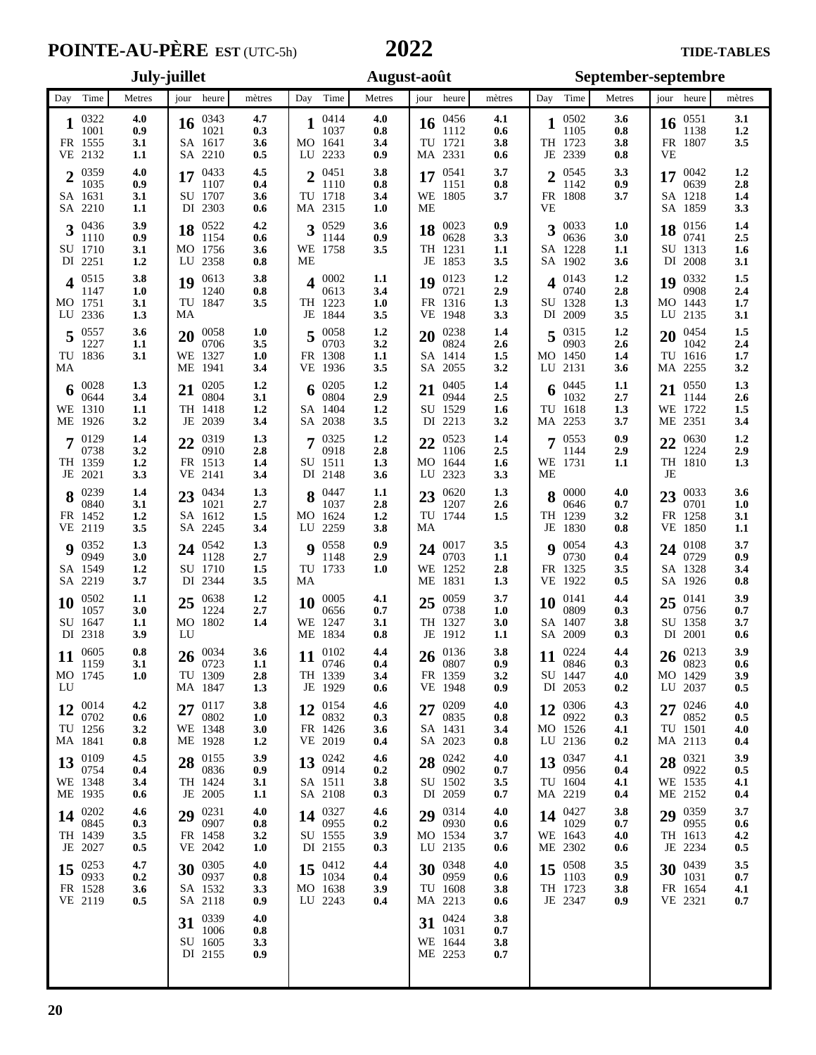# POINTE-AU-PÈRE EST (UTC-5h) — 2022 — TIDE-TABLES

## July-juillet

| Day | | Time | Metres | jour | | heure | mètres |
|---|---|---|---|---|---|---|---|
| 1 | FR VE | 0322 | 4.0 | 16 | SA SA | 0343 | 4.7 |
| | | 1001 | 0.9 | | | 1021 | 0.3 |
| | | 1555 | 3.1 | | | 1617 | 3.6 |
| | | 2132 | 1.1 | | | 2210 | 0.5 |
| 2 | SA SA | 0359 | 4.0 | 17 | SU DI | 0433 | 4.5 |
| | | 1035 | 0.9 | | | 1107 | 0.4 |
| | | 1631 | 3.1 | | | 1707 | 3.6 |
| | | 2210 | 1.1 | | | 2303 | 0.6 |
| 3 | SU DI | 0436 | 3.9 | 18 | MO LU | 0522 | 4.2 |
| | | 1110 | 0.9 | | | 1154 | 0.6 |
| | | 1710 | 3.1 | | | 1756 | 3.6 |
| | | 2251 | 1.2 | | | 2358 | 0.8 |
| 4 | MO LU | 0515 | 3.8 | 19 | TU MA | 0613 | 3.8 |
| | | 1147 | 1.0 | | | 1240 | 0.8 |
| | | 1751 | 3.1 | | | 1847 | 3.5 |
| | | 2336 | 1.3 | | | | |
| 5 | TU MA | 0557 | 3.6 | 20 | WE ME | 0058 | 1.0 |
| | | 1227 | 1.1 | | | 0706 | 3.5 |
| | | 1836 | 3.1 | | | 1327 | 1.0 |
| | | | | | | 1941 | 3.4 |
| 6 | WE ME | 0028 | 1.3 | 21 | TH JE | 0205 | 1.2 |
| | | 0644 | 3.4 | | | 0804 | 3.1 |
| | | 1310 | 1.1 | | | 1418 | 1.2 |
| | | 1926 | 3.2 | | | 2039 | 3.4 |
| 7 | TH JE | 0129 | 1.4 | 22 | FR VE | 0319 | 1.3 |
| | | 0738 | 3.2 | | | 0910 | 2.8 |
| | | 1359 | 1.2 | | | 1513 | 1.4 |
| | | 2021 | 3.3 | | | 2141 | 3.4 |
| 8 | FR VE | 0239 | 1.4 | 23 | SA SA | 0434 | 1.3 |
| | | 0840 | 3.1 | | | 1021 | 2.7 |
| | | 1452 | 1.2 | | | 1612 | 1.5 |
| | | 2119 | 3.5 | | | 2245 | 3.4 |
| 9 | SA SA | 0352 | 1.3 | 24 | SU DI | 0542 | 1.3 |
| | | 0949 | 3.0 | | | 1128 | 2.7 |
| | | 1549 | 1.2 | | | 1710 | 1.5 |
| | | 2219 | 3.7 | | | 2344 | 3.5 |
| 10 | SU DI | 0502 | 1.1 | 25 | MO LU | 0638 | 1.2 |
| | | 1057 | 3.0 | | | 1224 | 2.7 |
| | | 1647 | 1.1 | | | 1802 | 1.4 |
| | | 2318 | 3.9 | | | | |
| 11 | MO LU | 0605 | 0.8 | 26 | TU MA | 0034 | 3.6 |
| | | 1159 | 3.1 | | | 0723 | 1.1 |
| | | 1745 | 1.0 | | | 1309 | 2.8 |
| | | | | | | 1847 | 1.3 |
| 12 | TU MA | 0014 | 4.2 | 27 | WE ME | 0117 | 3.8 |
| | | 0702 | 0.6 | | | 0802 | 1.0 |
| | | 1256 | 3.2 | | | 1348 | 3.0 |
| | | 1841 | 0.8 | | | 1928 | 1.2 |
| 13 | WE ME | 0109 | 4.5 | 28 | TH JE | 0155 | 3.9 |
| | | 0754 | 0.4 | | | 0836 | 0.9 |
| | | 1348 | 3.4 | | | 1424 | 3.1 |
| | | 1935 | 0.6 | | | 2005 | 1.1 |
| 14 | TH JE | 0202 | 4.6 | 29 | FR VE | 0231 | 4.0 |
| | | 0845 | 0.3 | | | 0907 | 0.8 |
| | | 1439 | 3.5 | | | 1458 | 3.2 |
| | | 2027 | 0.5 | | | 2042 | 1.0 |
| 15 | FR VE | 0253 | 4.7 | 30 | SA SA | 0305 | 4.0 |
| | | 0933 | 0.2 | | | 0937 | 0.8 |
| | | 1528 | 3.6 | | | 1532 | 3.3 |
| | | 2119 | 0.5 | | | 2118 | 0.9 |
| | | | | 31 | SU DI | 0339 | 4.0 |
| | | | | | | 1006 | 0.8 |
| | | | | | | 1605 | 3.3 |
| | | | | | | 2155 | 0.9 |

## August-août

| Day | | Time | Metres | jour | | heure | mètres |
|---|---|---|---|---|---|---|---|
| 1 | MO LU | 0414 | 4.0 | 16 | TU MA | 0456 | 4.1 |
| | | 1037 | 0.8 | | | 1112 | 0.6 |
| | | 1641 | 3.4 | | | 1721 | 3.8 |
| | | 2233 | 0.9 | | | 2331 | 0.6 |
| 2 | TU MA | 0451 | 3.8 | 17 | WE ME | 0541 | 3.7 |
| | | 1110 | 0.8 | | | 1151 | 0.8 |
| | | 1718 | 3.4 | | | 1805 | 3.7 |
| | | 2315 | 1.0 | | | | |
| 3 | WE ME | 0529 | 3.6 | 18 | TH JE | 0023 | 0.9 |
| | | 1144 | 0.9 | | | 0628 | 3.3 |
| | | 1758 | 3.5 | | | 1231 | 1.1 |
| | | | | | | 1853 | 3.5 |
| 4 | TH JE | 0002 | 1.1 | 19 | FR VE | 0123 | 1.2 |
| | | 0613 | 3.4 | | | 0721 | 2.9 |
| | | 1223 | 1.0 | | | 1316 | 1.3 |
| | | 1844 | 3.5 | | | 1948 | 3.3 |
| 5 | FR VE | 0058 | 1.2 | 20 | SA SA | 0238 | 1.4 |
| | | 0703 | 3.2 | | | 0824 | 2.6 |
| | | 1308 | 1.1 | | | 1414 | 1.5 |
| | | 1936 | 3.5 | | | 2055 | 3.2 |
| 6 | SA SA | 0205 | 1.2 | 21 | SU DI | 0405 | 1.4 |
| | | 0804 | 2.9 | | | 0944 | 2.5 |
| | | 1404 | 1.2 | | | 1529 | 1.6 |
| | | 2038 | 3.5 | | | 2213 | 3.2 |
| 7 | SU DI | 0325 | 1.2 | 22 | MO LU | 0523 | 1.4 |
| | | 0918 | 2.8 | | | 1106 | 2.5 |
| | | 1511 | 1.3 | | | 1644 | 1.6 |
| | | 2148 | 3.6 | | | 2323 | 3.3 |
| 8 | MO LU | 0447 | 1.1 | 23 | TU MA | 0620 | 1.3 |
| | | 1037 | 2.8 | | | 1207 | 2.6 |
| | | 1624 | 1.2 | | | 1744 | 1.5 |
| | | 2259 | 3.8 | | | | |
| 9 | TU MA | 0558 | 0.9 | 24 | WE ME | 0017 | 3.5 |
| | | 1148 | 2.9 | | | 0703 | 1.1 |
| | | 1733 | 1.0 | | | 1252 | 2.8 |
| | | | | | | 1831 | 1.3 |
| 10 | WE ME | 0005 | 4.1 | 25 | TH JE | 0059 | 3.7 |
| | | 0656 | 0.7 | | | 0738 | 1.0 |
| | | 1247 | 3.1 | | | 1327 | 3.0 |
| | | 1834 | 0.8 | | | 1912 | 1.1 |
| 11 | TH JE | 0102 | 4.4 | 26 | FR VE | 0136 | 3.8 |
| | | 0746 | 0.4 | | | 0807 | 0.9 |
| | | 1339 | 3.4 | | | 1359 | 3.2 |
| | | 1929 | 0.6 | | | 1948 | 0.9 |
| 12 | FR VE | 0154 | 4.6 | 27 | SA SA | 0209 | 4.0 |
| | | 0832 | 0.3 | | | 0835 | 0.8 |
| | | 1426 | 3.6 | | | 1431 | 3.4 |
| | | 2019 | 0.4 | | | 2023 | 0.8 |
| 13 | SA SA | 0242 | 4.6 | 28 | SU DI | 0242 | 4.0 |
| | | 0914 | 0.2 | | | 0902 | 0.7 |
| | | 1511 | 3.8 | | | 1502 | 3.5 |
| | | 2108 | 0.3 | | | 2059 | 0.7 |
| 14 | SU DI | 0327 | 4.6 | 29 | MO LU | 0314 | 4.0 |
| | | 0955 | 0.2 | | | 0930 | 0.6 |
| | | 1555 | 3.9 | | | 1534 | 3.7 |
| | | 2155 | 0.3 | | | 2135 | 0.6 |
| 15 | MO LU | 0412 | 4.4 | 30 | TU MA | 0348 | 4.0 |
| | | 1034 | 0.4 | | | 0959 | 0.6 |
| | | 1638 | 3.9 | | | 1608 | 3.8 |
| | | 2243 | 0.4 | | | 2213 | 0.6 |
| | | | | 31 | WE ME | 0424 | 3.8 |
| | | | | | | 1031 | 0.7 |
| | | | | | | 1644 | 3.8 |
| | | | | | | 2253 | 0.7 |

## September-septembre

| Day | | Time | Metres | jour | | heure | mètres |
|---|---|---|---|---|---|---|---|
| 1 | TH JE | 0502 | 3.6 | 16 | FR VE | 0551 | 3.1 |
| | | 1105 | 0.8 | | | 1138 | 1.2 |
| | | 1723 | 3.8 | | | 1807 | 3.5 |
| | | 2339 | 0.8 | | | | |
| 2 | FR VE | 0545 | 3.3 | 17 | SA SA | 0042 | 1.2 |
| | | 1142 | 0.9 | | | 0639 | 2.8 |
| | | 1808 | 3.7 | | | 1218 | 1.4 |
| | | | | | | 1859 | 3.3 |
| 3 | SA SA | 0033 | 1.0 | 18 | SU DI | 0156 | 1.4 |
| | | 0636 | 3.0 | | | 0741 | 2.5 |
| | | 1228 | 1.1 | | | 1313 | 1.6 |
| | | 1902 | 3.6 | | | 2008 | 3.1 |
| 4 | SU DI | 0143 | 1.2 | 19 | MO LU | 0332 | 1.5 |
| | | 0740 | 2.8 | | | 0908 | 2.4 |
| | | 1328 | 1.3 | | | 1443 | 1.7 |
| | | 2009 | 3.5 | | | 2135 | 3.1 |
| 5 | MO LU | 0315 | 1.2 | 20 | TU MA | 0454 | 1.5 |
| | | 0903 | 2.6 | | | 1042 | 2.4 |
| | | 1450 | 1.4 | | | 1616 | 1.7 |
| | | 2131 | 3.6 | | | 2255 | 3.2 |
| 6 | TU MA | 0445 | 1.1 | 21 | WE ME | 0550 | 1.3 |
| | | 1032 | 2.7 | | | 1144 | 2.6 |
| | | 1618 | 1.3 | | | 1722 | 1.5 |
| | | 2253 | 3.7 | | | 2351 | 3.4 |
| 7 | WE ME | 0553 | 0.9 | 22 | TH JE | 0630 | 1.2 |
| | | 1144 | 2.9 | | | 1224 | 2.9 |
| | | 1731 | 1.1 | | | 1810 | 1.3 |
| 8 | TH JE | 0000 | 4.0 | 23 | FR VE | 0033 | 3.6 |
| | | 0646 | 0.7 | | | 0701 | 1.0 |
| | | 1239 | 3.2 | | | 1258 | 3.1 |
| | | 1830 | 0.8 | | | 1850 | 1.1 |
| 9 | FR VE | 0054 | 4.3 | 24 | SA SA | 0108 | 3.7 |
| | | 0730 | 0.4 | | | 0729 | 0.9 |
| | | 1325 | 3.5 | | | 1328 | 3.4 |
| | | 1922 | 0.5 | | | 1926 | 0.8 |
| 10 | SA SA | 0141 | 4.4 | 25 | SU DI | 0141 | 3.9 |
| | | 0809 | 0.3 | | | 0756 | 0.7 |
| | | 1407 | 3.8 | | | 1358 | 3.7 |
| | | 2009 | 0.3 | | | 2001 | 0.6 |
| 11 | SU DI | 0224 | 4.4 | 26 | MO LU | 0213 | 3.9 |
| | | 0846 | 0.3 | | | 0823 | 0.6 |
| | | 1447 | 4.0 | | | 1429 | 3.9 |
| | | 2053 | 0.2 | | | 2037 | 0.5 |
| 12 | MO LU | 0306 | 4.3 | 27 | TU MA | 0246 | 4.0 |
| | | 0922 | 0.3 | | | 0852 | 0.5 |
| | | 1526 | 4.1 | | | 1501 | 4.0 |
| | | 2136 | 0.2 | | | 2113 | 0.4 |
| 13 | TU MA | 0347 | 4.1 | 28 | WE ME | 0321 | 3.9 |
| | | 0956 | 0.4 | | | 0922 | 0.5 |
| | | 1604 | 4.1 | | | 1535 | 4.1 |
| | | 2219 | 0.4 | | | 2152 | 0.4 |
| 14 | WE ME | 0427 | 3.8 | 29 | TH JE | 0359 | 3.7 |
| | | 1029 | 0.7 | | | 0955 | 0.6 |
| | | 1643 | 4.0 | | | 1613 | 4.2 |
| | | 2302 | 0.6 | | | 2234 | 0.5 |
| 15 | TH JE | 0508 | 3.5 | 30 | FR VE | 0439 | 3.5 |
| | | 1103 | 0.9 | | | 1031 | 0.7 |
| | | 1723 | 3.8 | | | 1654 | 4.1 |
| | | 2347 | 0.9 | | | 2321 | 0.7 |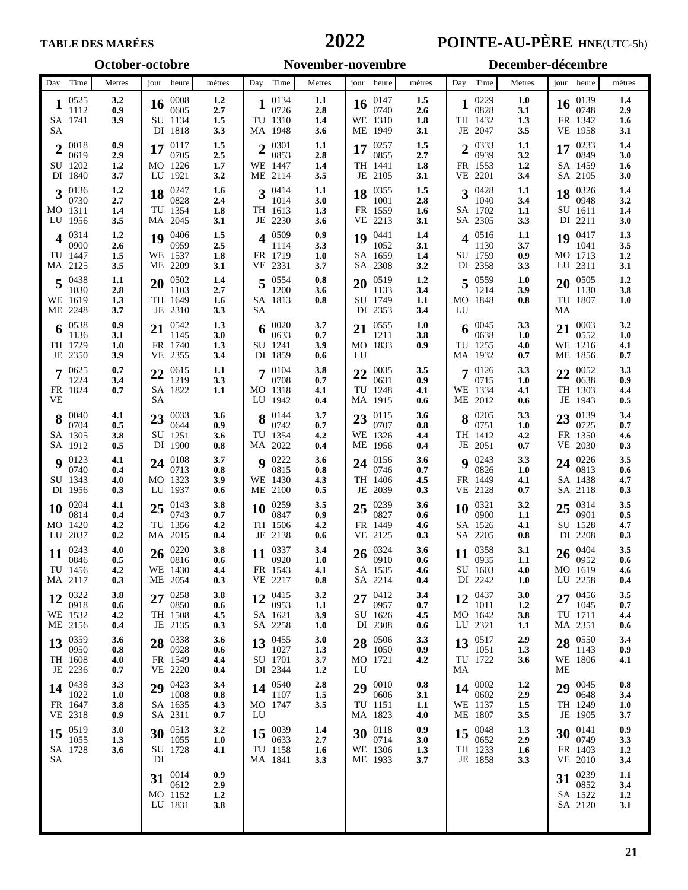# TABLE DES MARÉES 2022 POINTE-AU-PÈRE HNE(UTC-5h)

## October-octobre

| Day | Time | Metres | jour | heure | mètres |
|---|---|---|---|---|---|
| 1 SA SA | 0525 | 3.2 | 16 SU DI | 0008 | 1.2 |
| | 1112 | 0.9 | | 0605 | 2.7 |
| | 1741 | 3.9 | | 1134 | 1.5 |
| | | | | 1818 | 3.3 |
| 2 SU DI | 0018 | 0.9 | 17 MO LU | 0117 | 1.5 |
| | 0619 | 2.9 | | 0705 | 2.5 |
| | 1202 | 1.2 | | 1226 | 1.7 |
| | 1840 | 3.7 | | 1921 | 3.2 |
| 3 MO LU | 0136 | 1.2 | 18 TU MA | 0247 | 1.6 |
| | 0730 | 2.7 | | 0828 | 2.4 |
| | 1311 | 1.4 | | 1354 | 1.8 |
| | 1956 | 3.5 | | 2045 | 3.1 |
| 4 TU MA | 0314 | 1.2 | 19 WE ME | 0406 | 1.5 |
| | 0900 | 2.6 | | 0959 | 2.5 |
| | 1447 | 1.5 | | 1537 | 1.8 |
| | 2125 | 3.5 | | 2209 | 3.1 |
| 5 WE ME | 0438 | 1.1 | 20 TH JE | 0502 | 1.4 |
| | 1030 | 2.8 | | 1103 | 2.7 |
| | 1619 | 1.3 | | 1649 | 1.6 |
| | 2248 | 3.7 | | 2310 | 3.3 |
| 6 TH JE | 0538 | 0.9 | 21 FR VE | 0542 | 1.3 |
| | 1136 | 3.1 | | 1145 | 3.0 |
| | 1729 | 1.0 | | 1740 | 1.3 |
| | 2350 | 3.9 | | 2355 | 3.4 |
| 7 FR VE | 0625 | 0.7 | 22 SA SA | 0615 | 1.1 |
| | 1224 | 3.4 | | 1219 | 3.3 |
| | 1824 | 0.7 | | 1822 | 1.1 |
| 8 SA SA | 0040 | 4.1 | 23 SU DI | 0033 | 3.6 |
| | 0704 | 0.5 | | 0644 | 0.9 |
| | 1305 | 3.8 | | 1251 | 3.6 |
| | 1912 | 0.5 | | 1900 | 0.8 |
| 9 SU DI | 0123 | 4.1 | 24 MO LU | 0108 | 3.7 |
| | 0740 | 0.4 | | 0713 | 0.8 |
| | 1343 | 4.0 | | 1323 | 3.9 |
| | 1956 | 0.3 | | 1937 | 0.6 |
| 10 MO LU | 0204 | 4.1 | 25 TU MA | 0143 | 3.8 |
| | 0814 | 0.4 | | 0743 | 0.7 |
| | 1420 | 4.2 | | 1356 | 4.2 |
| | 2037 | 0.2 | | 2015 | 0.4 |
| 11 TU MA | 0243 | 4.0 | 26 WE ME | 0220 | 3.8 |
| | 0846 | 0.5 | | 0816 | 0.6 |
| | 1456 | 4.2 | | 1430 | 4.4 |
| | 2117 | 0.3 | | 2054 | 0.3 |
| 12 WE ME | 0322 | 3.8 | 27 TH JE | 0258 | 3.8 |
| | 0918 | 0.6 | | 0850 | 0.6 |
| | 1532 | 4.2 | | 1508 | 4.5 |
| | 2156 | 0.4 | | 2135 | 0.3 |
| 13 TH JE | 0359 | 3.6 | 28 FR VE | 0338 | 3.6 |
| | 0950 | 0.8 | | 0928 | 0.6 |
| | 1608 | 4.0 | | 1549 | 4.4 |
| | 2236 | 0.7 | | 2220 | 0.4 |
| 14 FR VE | 0438 | 3.3 | 29 SA SA | 0423 | 3.4 |
| | 1022 | 1.0 | | 1008 | 0.8 |
| | 1647 | 3.8 | | 1635 | 4.3 |
| | 2318 | 0.9 | | 2311 | 0.7 |
| 15 SA SA | 0519 | 3.0 | 30 SU DI | 0513 | 3.2 |
| | 1055 | 1.3 | | 1055 | 1.0 |
| | 1728 | 3.6 | | 1728 | 4.1 |
| | | | 31 MO LU | 0014 | 0.9 |
| | | | | 0612 | 2.9 |
| | | | | 1152 | 1.2 |
| | | | | 1831 | 3.8 |

## November-novembre

| Day | Time | Metres | jour | heure | mètres |
|---|---|---|---|---|---|
| 1 TU MA | 0134 | 1.1 | 16 WE ME | 0147 | 1.5 |
| | 0726 | 2.8 | | 0740 | 2.6 |
| | 1310 | 1.4 | | 1310 | 1.8 |
| | 1948 | 3.6 | | 1949 | 3.1 |
| 2 WE ME | 0301 | 1.1 | 17 TH JE | 0257 | 1.5 |
| | 0853 | 2.8 | | 0855 | 2.7 |
| | 1447 | 1.4 | | 1441 | 1.8 |
| | 2114 | 3.5 | | 2105 | 3.1 |
| 3 TH JE | 0414 | 1.1 | 18 FR VE | 0355 | 1.5 |
| | 1014 | 3.0 | | 1001 | 2.8 |
| | 1613 | 1.3 | | 1559 | 1.6 |
| | 2230 | 3.6 | | 2213 | 3.1 |
| 4 FR VE | 0509 | 0.9 | 19 SA SA | 0441 | 1.4 |
| | 1114 | 3.3 | | 1052 | 3.1 |
| | 1719 | 1.0 | | 1659 | 1.4 |
| | 2331 | 3.7 | | 2308 | 3.2 |
| 5 SA SA | 0554 | 0.8 | 20 SU DI | 0519 | 1.2 |
| | 1200 | 3.6 | | 1133 | 3.4 |
| | 1813 | 0.8 | | 1749 | 1.1 |
| | | | | 2353 | 3.4 |
| 6 SU DI | 0020 | 3.7 | 21 MO LU | 0555 | 1.0 |
| | 0633 | 0.7 | | 1211 | 3.8 |
| | 1241 | 3.9 | | 1833 | 0.9 |
| | 1859 | 0.6 | | | |
| 7 MO LU | 0104 | 3.8 | 22 TU MA | 0035 | 3.5 |
| | 0708 | 0.7 | | 0631 | 0.9 |
| | 1318 | 4.1 | | 1248 | 4.1 |
| | 1942 | 0.4 | | 1915 | 0.6 |
| 8 TU MA | 0144 | 3.7 | 23 WE ME | 0115 | 3.6 |
| | 0742 | 0.7 | | 0707 | 0.8 |
| | 1354 | 4.2 | | 1326 | 4.4 |
| | 2022 | 0.4 | | 1956 | 0.4 |
| 9 WE ME | 0222 | 3.6 | 24 TH JE | 0156 | 3.6 |
| | 0815 | 0.8 | | 0746 | 0.7 |
| | 1430 | 4.3 | | 1406 | 4.5 |
| | 2100 | 0.5 | | 2039 | 0.3 |
| 10 TH JE | 0259 | 3.5 | 25 FR VE | 0239 | 3.6 |
| | 0847 | 0.9 | | 0827 | 0.6 |
| | 1506 | 4.2 | | 1449 | 4.6 |
| | 2138 | 0.6 | | 2125 | 0.3 |
| 11 FR VE | 0337 | 3.4 | 26 SA SA | 0324 | 3.6 |
| | 0920 | 1.0 | | 0910 | 0.6 |
| | 1543 | 4.1 | | 1535 | 4.6 |
| | 2217 | 0.8 | | 2214 | 0.4 |
| 12 SA SA | 0415 | 3.2 | 27 SU DI | 0412 | 3.4 |
| | 0953 | 1.1 | | 0957 | 0.7 |
| | 1621 | 3.9 | | 1626 | 4.5 |
| | 2258 | 1.0 | | 2308 | 0.6 |
| 13 SU DI | 0455 | 3.0 | 28 MO LU | 0506 | 3.3 |
| | 1027 | 1.3 | | 1050 | 0.9 |
| | 1701 | 3.7 | | 1721 | 4.2 |
| | 2344 | 1.2 | | | |
| 14 MO LU | 0540 | 2.8 | 29 TU MA | 0010 | 0.8 |
| | 1107 | 1.5 | | 0606 | 3.1 |
| | 1747 | 3.5 | | 1151 | 1.1 |
| | | | | 1823 | 4.0 |
| 15 TU MA | 0039 | 1.4 | 30 WE ME | 0118 | 0.9 |
| | 0633 | 2.7 | | 0714 | 3.0 |
| | 1158 | 1.6 | | 1306 | 1.3 |
| | 1841 | 3.3 | | 1933 | 3.7 |

## December-décembre

| Day | Time | Metres | jour | heure | mètres |
|---|---|---|---|---|---|
| 1 TH JE | 0229 | 1.0 | 16 FR VE | 0139 | 1.4 |
| | 0828 | 3.1 | | 0748 | 2.9 |
| | 1432 | 1.3 | | 1342 | 1.6 |
| | 2047 | 3.5 | | 1958 | 3.1 |
| 2 FR VE | 0333 | 1.1 | 17 SA SA | 0233 | 1.4 |
| | 0939 | 3.2 | | 0849 | 3.0 |
| | 1553 | 1.2 | | 1459 | 1.6 |
| | 2201 | 3.4 | | 2105 | 3.0 |
| 3 SA SA | 0428 | 1.1 | 18 SU DI | 0326 | 1.4 |
| | 1040 | 3.4 | | 0948 | 3.2 |
| | 1702 | 1.1 | | 1611 | 1.4 |
| | 2305 | 3.3 | | 2211 | 3.0 |
| 4 SU DI | 0516 | 1.1 | 19 MO LU | 0417 | 1.3 |
| | 1130 | 3.7 | | 1041 | 3.5 |
| | 1759 | 0.9 | | 1713 | 1.2 |
| | 2358 | 3.3 | | 2311 | 3.1 |
| 5 MO LU | 0559 | 1.0 | 20 TU MA | 0505 | 1.2 |
| | 1214 | 3.9 | | 1130 | 3.8 |
| | 1848 | 0.8 | | 1807 | 1.0 |
| 6 TU MA | 0045 | 3.3 | 21 WE ME | 0003 | 3.2 |
| | 0638 | 1.0 | | 0552 | 1.0 |
| | 1255 | 4.0 | | 1216 | 4.1 |
| | 1932 | 0.7 | | 1856 | 0.7 |
| 7 WE ME | 0126 | 3.3 | 22 TH JE | 0052 | 3.3 |
| | 0715 | 1.0 | | 0638 | 0.9 |
| | 1334 | 4.1 | | 1303 | 4.4 |
| | 2012 | 0.6 | | 1943 | 0.5 |
| 8 TH JE | 0205 | 3.3 | 23 FR VE | 0139 | 3.4 |
| | 0751 | 1.0 | | 0725 | 0.7 |
| | 1412 | 4.2 | | 1350 | 4.6 |
| | 2051 | 0.7 | | 2030 | 0.3 |
| 9 FR VE | 0243 | 3.3 | 24 SA SA | 0226 | 3.5 |
| | 0826 | 1.0 | | 0813 | 0.6 |
| | 1449 | 4.1 | | 1438 | 4.7 |
| | 2128 | 0.7 | | 2118 | 0.3 |
| 10 SA SA | 0321 | 3.2 | 25 SU DI | 0314 | 3.5 |
| | 0900 | 1.1 | | 0901 | 0.5 |
| | 1526 | 4.1 | | 1528 | 4.7 |
| | 2205 | 0.8 | | 2208 | 0.3 |
| 11 SU DI | 0358 | 3.1 | 26 MO LU | 0404 | 3.5 |
| | 0935 | 1.1 | | 0952 | 0.6 |
| | 1603 | 4.0 | | 1619 | 4.6 |
| | 2242 | 1.0 | | 2258 | 0.4 |
| 12 MO LU | 0437 | 3.0 | 27 TU MA | 0456 | 3.5 |
| | 1011 | 1.2 | | 1045 | 0.7 |
| | 1642 | 3.8 | | 1711 | 4.4 |
| | 2321 | 1.1 | | 2351 | 0.6 |
| 13 TU MA | 0517 | 2.9 | 28 WE ME | 0550 | 3.4 |
| | 1051 | 1.3 | | 1143 | 0.9 |
| | 1722 | 3.6 | | 1806 | 4.1 |
| 14 WE ME | 0002 | 1.2 | 29 TH JE | 0045 | 0.8 |
| | 0602 | 2.9 | | 0648 | 3.4 |
| | 1137 | 1.5 | | 1249 | 1.0 |
| | 1807 | 3.5 | | 1905 | 3.7 |
| 15 TH JE | 0048 | 1.3 | 30 FR VE | 0141 | 0.9 |
| | 0652 | 2.9 | | 0749 | 3.3 |
| | 1233 | 1.6 | | 1403 | 1.2 |
| | 1858 | 3.3 | | 2010 | 3.4 |
| | | | 31 SA SA | 0239 | 1.1 |
| | | | | 0852 | 3.4 |
| | | | | 1522 | 1.2 |
| | | | | 2120 | 3.1 |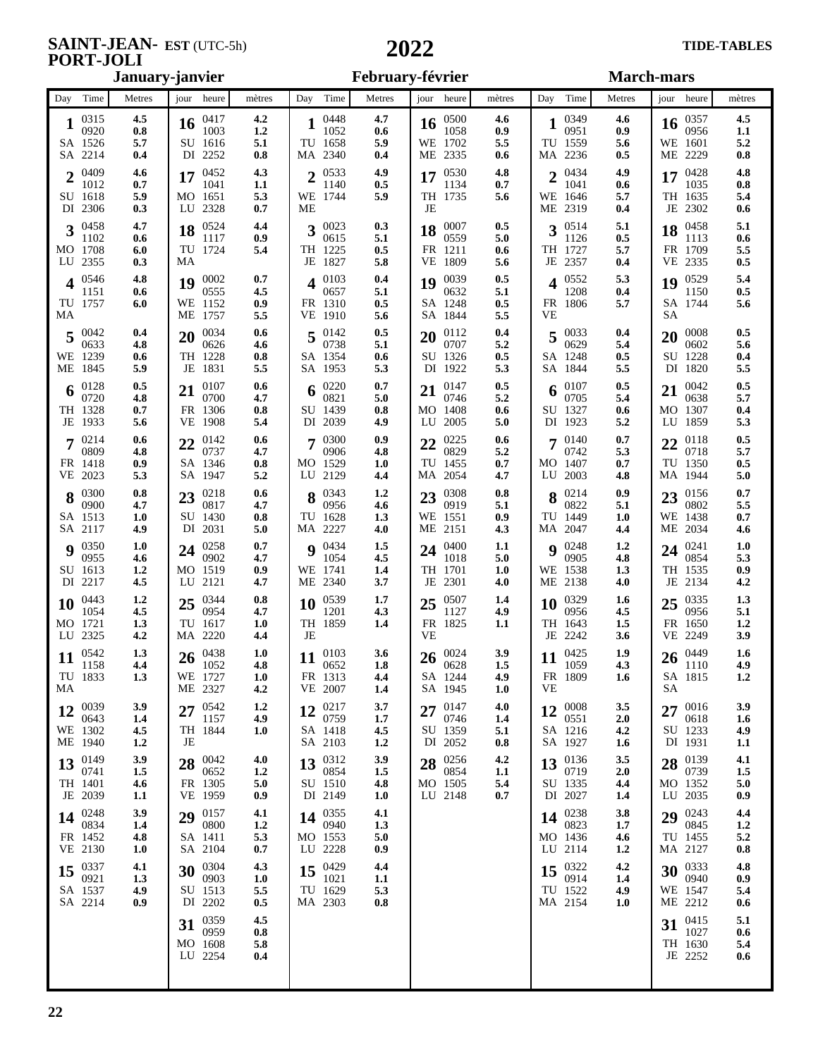# SAINT-JEAN-PORT-JOLI EST (UTC-5h)

# 2022

**TIDE-TABLES**

## January-janvier

| Day | Time | Metres | jour | heure | mètres |
|---|---|---|---|---|---|
| **1** | 0315 | 4.5 | **16** | 0417 | 4.2 |
| | 0920 | 0.8 | | 1003 | 1.2 |
| SA | 1526 | 5.7 | SU | 1616 | 5.1 |
| SA | 2214 | 0.4 | DI | 2252 | 0.8 |
| **2** | 0409 | 4.6 | **17** | 0452 | 4.3 |
| | 1012 | 0.7 | | 1041 | 1.1 |
| SU | 1618 | 5.9 | MO | 1651 | 5.3 |
| DI | 2306 | 0.3 | LU | 2328 | 0.7 |
| **3** | 0458 | 4.7 | **18** | 0524 | 4.4 |
| | 1102 | 0.6 | | 1117 | 0.9 |
| MO | 1708 | 6.0 | TU | 1724 | 5.4 |
| LU | 2355 | 0.3 | MA | | |
| **4** | 0546 | 4.8 | **19** | 0002 | 0.7 |
| | 1151 | 0.6 | | 0555 | 4.5 |
| TU | 1757 | 6.0 | WE | 1152 | 0.9 |
| MA | | | ME | 1757 | 5.5 |
| **5** | 0042 | 0.4 | **20** | 0034 | 0.6 |
| | 0633 | 4.8 | | 0626 | 4.6 |
| WE | 1239 | 0.6 | TH | 1228 | 0.8 |
| ME | 1845 | 5.9 | JE | 1831 | 5.5 |
| **6** | 0128 | 0.5 | **21** | 0107 | 0.6 |
| | 0720 | 4.8 | | 0700 | 4.7 |
| TH | 1328 | 0.7 | FR | 1306 | 0.8 |
| JE | 1933 | 5.6 | VE | 1908 | 5.4 |
| **7** | 0214 | 0.6 | **22** | 0142 | 0.6 |
| | 0809 | 4.8 | | 0737 | 4.7 |
| FR | 1418 | 0.9 | SA | 1346 | 0.8 |
| VE | 2023 | 5.3 | SA | 1947 | 5.2 |
| **8** | 0300 | 0.8 | **23** | 0218 | 0.6 |
| | 0900 | 4.7 | | 0817 | 4.7 |
| SA | 1513 | 1.0 | SU | 1430 | 0.8 |
| SA | 2117 | 4.9 | DI | 2031 | 5.0 |
| **9** | 0350 | 1.0 | **24** | 0258 | 0.7 |
| | 0955 | 4.6 | | 0902 | 4.7 |
| SU | 1613 | 1.2 | MO | 1519 | 0.9 |
| DI | 2217 | 4.5 | LU | 2121 | 4.7 |
| **10** | 0443 | 1.2 | **25** | 0344 | 0.8 |
| | 1054 | 4.5 | | 0954 | 4.7 |
| MO | 1721 | 1.3 | TU | 1617 | 1.0 |
| LU | 2325 | 4.2 | MA | 2220 | 4.4 |
| **11** | 0542 | 1.3 | **26** | 0438 | 1.0 |
| | 1158 | 4.4 | | 1052 | 4.8 |
| TU | 1833 | 1.3 | WE | 1727 | 1.0 |
| MA | | | ME | 2327 | 4.2 |
| **12** | 0039 | 3.9 | **27** | 0542 | 1.2 |
| | 0643 | 1.4 | | 1157 | 4.9 |
| WE | 1302 | 4.5 | TH | 1844 | 1.0 |
| ME | 1940 | 1.2 | JE | | |
| **13** | 0149 | 3.9 | **28** | 0042 | 4.0 |
| | 0741 | 1.5 | | 0652 | 1.2 |
| TH | 1401 | 4.6 | FR | 1305 | 5.0 |
| JE | 2039 | 1.1 | VE | 1959 | 0.9 |
| **14** | 0248 | 3.9 | **29** | 0157 | 4.1 |
| | 0834 | 1.4 | | 0800 | 1.2 |
| FR | 1452 | 4.8 | SA | 1411 | 5.3 |
| VE | 2130 | 1.0 | SA | 2104 | 0.7 |
| **15** | 0337 | 4.1 | **30** | 0304 | 4.3 |
| | 0921 | 1.3 | | 0903 | 1.0 |
| SA | 1537 | 4.9 | SU | 1513 | 5.5 |
| SA | 2214 | 0.9 | DI | 2202 | 0.5 |
| | | | **31** | 0359 | 4.5 |
| | | | | 0959 | 0.8 |
| | | | MO | 1608 | 5.8 |
| | | | LU | 2254 | 0.4 |

## February-février

| Day | Time | Metres | jour | heure | mètres |
|---|---|---|---|---|---|
| **1** | 0448 | 4.7 | **16** | 0500 | 4.6 |
| | 1052 | 0.6 | | 1058 | 0.9 |
| TU | 1658 | 5.9 | WE | 1702 | 5.5 |
| MA | 2340 | 0.4 | ME | 2335 | 0.6 |
| **2** | 0533 | 4.9 | **17** | 0530 | 4.8 |
| | 1140 | 0.5 | | 1134 | 0.7 |
| WE | 1744 | 5.9 | TH | 1735 | 5.6 |
| ME | | | JE | | |
| **3** | 0023 | 0.3 | **18** | 0007 | 0.5 |
| | 0615 | 5.1 | | 0559 | 5.0 |
| TH | 1225 | 0.5 | FR | 1211 | 0.6 |
| JE | 1827 | 5.8 | VE | 1809 | 5.6 |
| **4** | 0103 | 0.4 | **19** | 0039 | 0.5 |
| | 0657 | 5.1 | | 0632 | 5.1 |
| FR | 1310 | 0.5 | SA | 1248 | 0.5 |
| VE | 1910 | 5.6 | SA | 1844 | 5.5 |
| **5** | 0142 | 0.5 | **20** | 0112 | 0.4 |
| | 0738 | 5.1 | | 0707 | 5.2 |
| SA | 1354 | 0.6 | SU | 1326 | 0.5 |
| SA | 1953 | 5.3 | DI | 1922 | 5.3 |
| **6** | 0220 | 0.7 | **21** | 0147 | 0.5 |
| | 0821 | 5.0 | | 0746 | 5.2 |
| SU | 1439 | 0.8 | MO | 1408 | 0.6 |
| DI | 2039 | 4.9 | LU | 2005 | 5.0 |
| **7** | 0300 | 0.9 | **22** | 0225 | 0.6 |
| | 0906 | 4.8 | | 0829 | 5.2 |
| MO | 1529 | 1.0 | TU | 1455 | 0.7 |
| LU | 2129 | 4.4 | MA | 2054 | 4.7 |
| **8** | 0343 | 1.2 | **23** | 0308 | 0.8 |
| | 0956 | 4.6 | | 0919 | 5.1 |
| TU | 1628 | 1.3 | WE | 1551 | 0.9 |
| MA | 2227 | 4.0 | ME | 2151 | 4.3 |
| **9** | 0434 | 1.5 | **24** | 0400 | 1.1 |
| | 1054 | 4.5 | | 1018 | 5.0 |
| WE | 1741 | 1.4 | TH | 1701 | 1.0 |
| ME | 2340 | 3.7 | JE | 2301 | 4.0 |
| **10** | 0539 | 1.7 | **25** | 0507 | 1.4 |
| | 1201 | 4.3 | | 1127 | 4.9 |
| TH | 1859 | 1.4 | FR | 1825 | 1.1 |
| JE | | | VE | | |
| **11** | 0103 | 3.6 | **26** | 0024 | 3.9 |
| | 0652 | 1.8 | | 0628 | 1.5 |
| FR | 1313 | 4.4 | SA | 1244 | 4.9 |
| VE | 2007 | 1.4 | SA | 1945 | 1.0 |
| **12** | 0217 | 3.7 | **27** | 0147 | 4.0 |
| | 0759 | 1.7 | | 0746 | 1.4 |
| SA | 1418 | 4.5 | SU | 1359 | 5.1 |
| SA | 2103 | 1.2 | DI | 2052 | 0.8 |
| **13** | 0312 | 3.9 | **28** | 0256 | 4.2 |
| | 0854 | 1.5 | | 0854 | 1.1 |
| SU | 1510 | 4.8 | MO | 1505 | 5.4 |
| DI | 2149 | 1.0 | LU | 2148 | 0.7 |
| **14** | 0355 | 4.1 | | | |
| | 0940 | 1.3 | | | |
| MO | 1553 | 5.0 | | | |
| LU | 2228 | 0.9 | | | |
| **15** | 0429 | 4.4 | | | |
| | 1021 | 1.1 | | | |
| TU | 1629 | 5.3 | | | |
| MA | 2303 | 0.8 | | | |

## March-mars

| Day | Time | Metres | jour | heure | mètres |
|---|---|---|---|---|---|
| **1** | 0349 | 4.6 | **16** | 0357 | 4.5 |
| | 0951 | 0.9 | | 0956 | 1.1 |
| TU | 1559 | 5.6 | WE | 1601 | 5.2 |
| MA | 2236 | 0.5 | ME | 2229 | 0.8 |
| **2** | 0434 | 4.9 | **17** | 0428 | 4.8 |
| | 1041 | 0.6 | | 1035 | 0.8 |
| WE | 1646 | 5.7 | TH | 1635 | 5.4 |
| ME | 2319 | 0.4 | JE | 2302 | 0.6 |
| **3** | 0514 | 5.1 | **18** | 0458 | 5.1 |
| | 1126 | 0.5 | | 1113 | 0.6 |
| TH | 1727 | 5.7 | FR | 1709 | 5.5 |
| JE | 2357 | 0.4 | VE | 2335 | 0.5 |
| **4** | 0552 | 5.3 | **19** | 0529 | 5.4 |
| | 1208 | 0.4 | | 1150 | 0.5 |
| FR | 1806 | 5.7 | SA | 1744 | 5.6 |
| VE | | | SA | | |
| **5** | 0033 | 0.4 | **20** | 0008 | 0.5 |
| | 0629 | 5.4 | | 0602 | 5.6 |
| SA | 1248 | 0.5 | SU | 1228 | 0.4 |
| SA | 1844 | 5.5 | DI | 1820 | 5.5 |
| **6** | 0107 | 0.5 | **21** | 0042 | 0.5 |
| | 0705 | 5.4 | | 0638 | 5.7 |
| SU | 1327 | 0.6 | MO | 1307 | 0.4 |
| DI | 1923 | 5.2 | LU | 1859 | 5.3 |
| **7** | 0140 | 0.7 | **22** | 0118 | 0.5 |
| | 0742 | 5.3 | | 0718 | 5.7 |
| MO | 1407 | 0.7 | TU | 1350 | 0.5 |
| LU | 2003 | 4.8 | MA | 1944 | 5.0 |
| **8** | 0214 | 0.9 | **23** | 0156 | 0.7 |
| | 0822 | 5.1 | | 0802 | 5.5 |
| TU | 1449 | 1.0 | WE | 1438 | 0.7 |
| MA | 2047 | 4.4 | ME | 2034 | 4.6 |
| **9** | 0248 | 1.2 | **24** | 0241 | 1.0 |
| | 0905 | 4.8 | | 0854 | 5.3 |
| WE | 1538 | 1.3 | TH | 1535 | 0.9 |
| ME | 2138 | 4.0 | JE | 2134 | 4.2 |
| **10** | 0329 | 1.6 | **25** | 0335 | 1.3 |
| | 0956 | 4.5 | | 0956 | 5.1 |
| TH | 1643 | 1.5 | FR | 1650 | 1.2 |
| JE | 2242 | 3.6 | VE | 2249 | 3.9 |
| **11** | 0425 | 1.9 | **26** | 0449 | 1.6 |
| | 1059 | 4.3 | | 1110 | 4.9 |
| FR | 1809 | 1.6 | SA | 1815 | 1.2 |
| VE | | | SA | | |
| **12** | 0008 | 3.5 | **27** | 0016 | 3.9 |
| | 0551 | 2.0 | | 0618 | 1.6 |
| SA | 1216 | 4.2 | SU | 1233 | 4.9 |
| SA | 1927 | 1.6 | DI | 1931 | 1.1 |
| **13** | 0136 | 3.5 | **28** | 0139 | 4.1 |
| | 0719 | 2.0 | | 0739 | 1.5 |
| SU | 1335 | 4.4 | MO | 1352 | 5.0 |
| DI | 2027 | 1.4 | LU | 2035 | 0.9 |
| **14** | 0238 | 3.8 | **29** | 0243 | 4.4 |
| | 0823 | 1.7 | | 0845 | 1.2 |
| MO | 1436 | 4.6 | TU | 1455 | 5.2 |
| LU | 2114 | 1.2 | MA | 2127 | 0.8 |
| **15** | 0322 | 4.2 | **30** | 0333 | 4.8 |
| | 0914 | 1.4 | | 0940 | 0.9 |
| TU | 1522 | 4.9 | WE | 1547 | 5.4 |
| MA | 2154 | 1.0 | ME | 2212 | 0.6 |
| | | | **31** | 0415 | 5.1 |
| | | | | 1027 | 0.6 |
| | | | TH | 1630 | 5.4 |
| | | | JE | 2252 | 0.6 |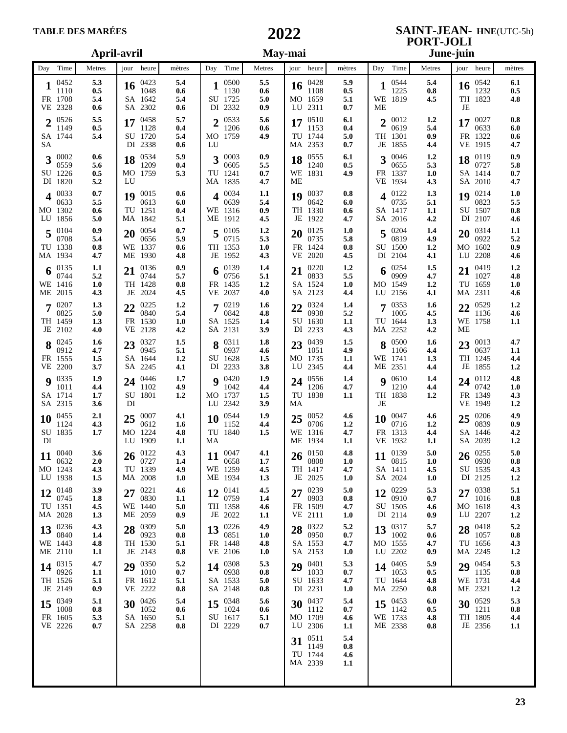**TABLE DES MARÉES**

# 2022

## SAINT-JEAN-PORT-JOLI HNE(UTC-5h)

### April-avril

| Day | Time | Metres | jour | heure | mètres |
|---|---|---|---|---|---|
| 1 | 0452 | 5.3 | 16 | 0423 | 5.4 |
| | 1110 | 0.5 | | 1048 | 0.6 |
| FR | 1708 | 5.4 | SA | 1642 | 5.4 |
| VE | 2328 | 0.6 | SA | 2302 | 0.6 |
| 2 | 0526 | 5.5 | 17 | 0458 | 5.7 |
| | 1149 | 0.5 | | 1128 | 0.4 |
| SA | 1744 | 5.4 | SU | 1720 | 5.4 |
| SA | | | DI | 2338 | 0.6 |
| 3 | 0002 | 0.6 | 18 | 0534 | 5.9 |
| | 0559 | 5.6 | | 1209 | 0.4 |
| SU | 1226 | 0.5 | MO | 1759 | 5.3 |
| DI | 1820 | 5.2 | LU | | |
| 4 | 0033 | 0.7 | 19 | 0015 | 0.6 |
| | 0633 | 5.5 | | 0613 | 6.0 |
| MO | 1302 | 0.6 | TU | 1251 | 0.4 |
| LU | 1856 | 5.0 | MA | 1842 | 5.1 |
| 5 | 0104 | 0.9 | 20 | 0054 | 0.7 |
| | 0708 | 5.4 | | 0656 | 5.9 |
| TU | 1338 | 0.8 | WE | 1337 | 0.6 |
| MA | 1934 | 4.7 | ME | 1930 | 4.8 |
| 6 | 0135 | 1.1 | 21 | 0136 | 0.9 |
| | 0744 | 5.2 | | 0744 | 5.7 |
| WE | 1416 | 1.0 | TH | 1428 | 0.8 |
| ME | 2015 | 4.3 | JE | 2024 | 4.5 |
| 7 | 0207 | 1.3 | 22 | 0225 | 1.2 |
| | 0825 | 5.0 | | 0840 | 5.4 |
| TH | 1459 | 1.3 | FR | 1530 | 1.0 |
| JE | 2102 | 4.0 | VE | 2128 | 4.2 |
| 8 | 0245 | 1.6 | 23 | 0327 | 1.5 |
| | 0912 | 4.7 | | 0945 | 5.1 |
| FR | 1555 | 1.5 | SA | 1644 | 1.2 |
| VE | 2200 | 3.7 | SA | 2245 | 4.1 |
| 9 | 0335 | 1.9 | 24 | 0446 | 1.7 |
| | 1011 | 4.4 | | 1102 | 4.9 |
| SA | 1714 | 1.7 | SU | 1801 | 1.2 |
| SA | 2315 | 3.6 | DI | | |
| 10 | 0455 | 2.1 | 25 | 0007 | 4.1 |
| | 1124 | 4.3 | | 0612 | 1.6 |
| SU | 1835 | 1.7 | MO | 1224 | 4.8 |
| DI | | | LU | 1909 | 1.1 |
| 11 | 0040 | 3.6 | 26 | 0122 | 4.3 |
| | 0632 | 2.0 | | 0727 | 1.4 |
| MO | 1243 | 4.3 | TU | 1339 | 4.9 |
| LU | 1938 | 1.5 | MA | 2008 | 1.0 |
| 12 | 0148 | 3.9 | 27 | 0221 | 4.6 |
| | 0745 | 1.8 | | 0830 | 1.1 |
| TU | 1351 | 4.5 | WE | 1440 | 5.0 |
| MA | 2028 | 1.3 | ME | 2059 | 0.9 |
| 13 | 0236 | 4.3 | 28 | 0309 | 5.0 |
| | 0840 | 1.4 | | 0923 | 0.8 |
| WE | 1443 | 4.8 | TH | 1530 | 5.1 |
| ME | 2110 | 1.1 | JE | 2143 | 0.8 |
| 14 | 0315 | 4.7 | 29 | 0350 | 5.2 |
| | 0926 | 1.1 | | 1010 | 0.7 |
| TH | 1526 | 5.1 | FR | 1612 | 5.1 |
| JE | 2149 | 0.9 | VE | 2222 | 0.8 |
| 15 | 0349 | 5.1 | 30 | 0426 | 5.4 |
| | 1008 | 0.8 | | 1052 | 0.6 |
| FR | 1605 | 5.3 | SA | 1650 | 5.1 |
| VE | 2226 | 0.7 | SA | 2258 | 0.8 |

### May-mai

| Day | Time | Metres | jour | heure | mètres |
|---|---|---|---|---|---|
| 1 | 0500 | 5.5 | 16 | 0428 | 5.9 |
| | 1130 | 0.6 | | 1108 | 0.5 |
| SU | 1725 | 5.0 | MO | 1659 | 5.1 |
| DI | 2332 | 0.9 | LU | 2311 | 0.7 |
| 2 | 0533 | 5.6 | 17 | 0510 | 6.1 |
| | 1206 | 0.6 | | 1153 | 0.4 |
| MO | 1759 | 4.9 | TU | 1744 | 5.0 |
| LU | | | MA | 2353 | 0.7 |
| 3 | 0003 | 0.9 | 18 | 0555 | 6.1 |
| | 0605 | 5.5 | | 1240 | 0.5 |
| TU | 1241 | 0.7 | WE | 1831 | 4.9 |
| MA | 1835 | 4.7 | ME | | |
| 4 | 0034 | 1.1 | 19 | 0037 | 0.8 |
| | 0639 | 5.4 | | 0642 | 6.0 |
| WE | 1316 | 0.9 | TH | 1330 | 0.6 |
| ME | 1912 | 4.5 | JE | 1922 | 4.7 |
| 5 | 0105 | 1.2 | 20 | 0125 | 1.0 |
| | 0715 | 5.3 | | 0735 | 5.8 |
| TH | 1353 | 1.0 | FR | 1424 | 0.8 |
| JE | 1952 | 4.3 | VE | 2020 | 4.5 |
| 6 | 0139 | 1.4 | 21 | 0220 | 1.2 |
| | 0756 | 5.1 | | 0833 | 5.5 |
| FR | 1435 | 1.2 | SA | 1524 | 1.0 |
| VE | 2037 | 4.0 | SA | 2123 | 4.4 |
| 7 | 0219 | 1.6 | 22 | 0324 | 1.4 |
| | 0842 | 4.8 | | 0938 | 5.2 |
| SA | 1525 | 1.4 | SU | 1630 | 1.1 |
| SA | 2131 | 3.9 | DI | 2233 | 4.3 |
| 8 | 0311 | 1.8 | 23 | 0439 | 1.5 |
| | 0937 | 4.6 | | 1051 | 4.9 |
| SU | 1628 | 1.5 | MO | 1735 | 1.1 |
| DI | 2233 | 3.8 | LU | 2345 | 4.4 |
| 9 | 0420 | 1.9 | 24 | 0556 | 1.4 |
| | 1042 | 4.4 | | 1206 | 4.7 |
| MO | 1737 | 1.5 | TU | 1838 | 1.1 |
| LU | 2342 | 3.9 | MA | | |
| 10 | 0544 | 1.9 | 25 | 0052 | 4.6 |
| | 1152 | 4.4 | | 0706 | 1.2 |
| TU | 1840 | 1.5 | WE | 1316 | 4.7 |
| MA | | | ME | 1934 | 1.1 |
| 11 | 0047 | 4.1 | 26 | 0150 | 4.8 |
| | 0658 | 1.7 | | 0808 | 1.0 |
| WE | 1259 | 4.5 | TH | 1417 | 4.7 |
| ME | 1934 | 1.3 | JE | 2025 | 1.0 |
| 12 | 0141 | 4.5 | 27 | 0239 | 5.0 |
| | 0759 | 1.4 | | 0903 | 0.8 |
| TH | 1358 | 4.6 | FR | 1509 | 4.7 |
| JE | 2022 | 1.1 | VE | 2111 | 1.0 |
| 13 | 0226 | 4.9 | 28 | 0322 | 5.2 |
| | 0851 | 1.0 | | 0950 | 0.7 |
| FR | 1448 | 4.8 | SA | 1553 | 4.7 |
| VE | 2106 | 1.0 | SA | 2153 | 1.0 |
| 14 | 0308 | 5.3 | 29 | 0401 | 5.3 |
| | 0938 | 0.8 | | 1033 | 0.7 |
| SA | 1533 | 5.0 | SU | 1633 | 4.7 |
| SA | 2148 | 0.8 | DI | 2231 | 1.0 |
| 15 | 0348 | 5.6 | 30 | 0437 | 5.4 |
| | 1024 | 0.6 | | 1112 | 0.7 |
| SU | 1617 | 5.1 | MO | 1709 | 4.6 |
| DI | 2229 | 0.7 | LU | 2306 | 1.1 |
| | | | 31 | 0511 | 5.4 |
| | | | | 1149 | 0.8 |
| | | | TU | 1744 | 4.6 |
| | | | MA | 2339 | 1.1 |

### June-juin

| Day | Time | Metres | jour | heure | mètres |
|---|---|---|---|---|---|
| 1 | 0544 | 5.4 | 16 | 0542 | 6.1 |
| | 1225 | 0.8 | | 1232 | 0.5 |
| WE | 1819 | 4.5 | TH | 1823 | 4.8 |
| ME | | | JE | | |
| 2 | 0012 | 1.2 | 17 | 0027 | 0.8 |
| | 0619 | 5.4 | | 0633 | 6.0 |
| TH | 1301 | 0.9 | FR | 1322 | 0.6 |
| JE | 1855 | 4.4 | VE | 1915 | 4.7 |
| 3 | 0046 | 1.2 | 18 | 0119 | 0.9 |
| | 0655 | 5.3 | | 0727 | 5.8 |
| FR | 1337 | 1.0 | SA | 1414 | 0.7 |
| VE | 1934 | 4.3 | SA | 2010 | 4.7 |
| 4 | 0122 | 1.3 | 19 | 0214 | 1.0 |
| | 0735 | 5.1 | | 0823 | 5.5 |
| SA | 1417 | 1.1 | SU | 1507 | 0.8 |
| SA | 2016 | 4.2 | DI | 2107 | 4.6 |
| 5 | 0204 | 1.4 | 20 | 0314 | 1.1 |
| | 0819 | 4.9 | | 0922 | 5.2 |
| SU | 1500 | 1.2 | MO | 1602 | 0.9 |
| DI | 2104 | 4.1 | LU | 2208 | 4.6 |
| 6 | 0254 | 1.5 | 21 | 0419 | 1.2 |
| | 0909 | 4.7 | | 1027 | 4.8 |
| MO | 1549 | 1.2 | TU | 1659 | 1.0 |
| LU | 2156 | 4.1 | MA | 2311 | 4.6 |
| 7 | 0353 | 1.6 | 22 | 0529 | 1.2 |
| | 1005 | 4.5 | | 1136 | 4.6 |
| TU | 1644 | 1.3 | WE | 1758 | 1.1 |
| MA | 2252 | 4.2 | ME | | |
| 8 | 0500 | 1.6 | 23 | 0013 | 4.7 |
| | 1106 | 4.4 | | 0637 | 1.1 |
| WE | 1741 | 1.3 | TH | 1245 | 4.4 |
| ME | 2351 | 4.4 | JE | 1855 | 1.2 |
| 9 | 0610 | 1.4 | 24 | 0112 | 4.8 |
| | 1210 | 4.4 | | 0742 | 1.0 |
| TH | 1838 | 1.2 | FR | 1349 | 4.3 |
| JE | | | VE | 1949 | 1.2 |
| 10 | 0047 | 4.6 | 25 | 0206 | 4.9 |
| | 0716 | 1.2 | | 0839 | 0.9 |
| FR | 1313 | 4.4 | SA | 1446 | 4.2 |
| VE | 1932 | 1.1 | SA | 2039 | 1.2 |
| 11 | 0139 | 5.0 | 26 | 0255 | 5.0 |
| | 0815 | 1.0 | | 0930 | 0.8 |
| SA | 1411 | 4.5 | SU | 1535 | 4.3 |
| SA | 2024 | 1.0 | DI | 2125 | 1.2 |
| 12 | 0229 | 5.3 | 27 | 0338 | 5.1 |
| | 0910 | 0.7 | | 1016 | 0.8 |
| SU | 1505 | 4.6 | MO | 1618 | 4.3 |
| DI | 2114 | 0.9 | LU | 2207 | 1.2 |
| 13 | 0317 | 5.7 | 28 | 0418 | 5.2 |
| | 1002 | 0.6 | | 1057 | 0.8 |
| MO | 1555 | 4.7 | TU | 1656 | 4.3 |
| LU | 2202 | 0.9 | MA | 2245 | 1.2 |
| 14 | 0405 | 5.9 | 29 | 0454 | 5.3 |
| | 1053 | 0.5 | | 1135 | 0.8 |
| TU | 1644 | 4.8 | WE | 1731 | 4.4 |
| MA | 2250 | 0.8 | ME | 2321 | 1.2 |
| 15 | 0453 | 6.0 | 30 | 0529 | 5.3 |
| | 1142 | 0.5 | | 1211 | 0.8 |
| WE | 1733 | 4.8 | TH | 1805 | 4.4 |
| ME | 2338 | 0.8 | JE | 2356 | 1.1 |